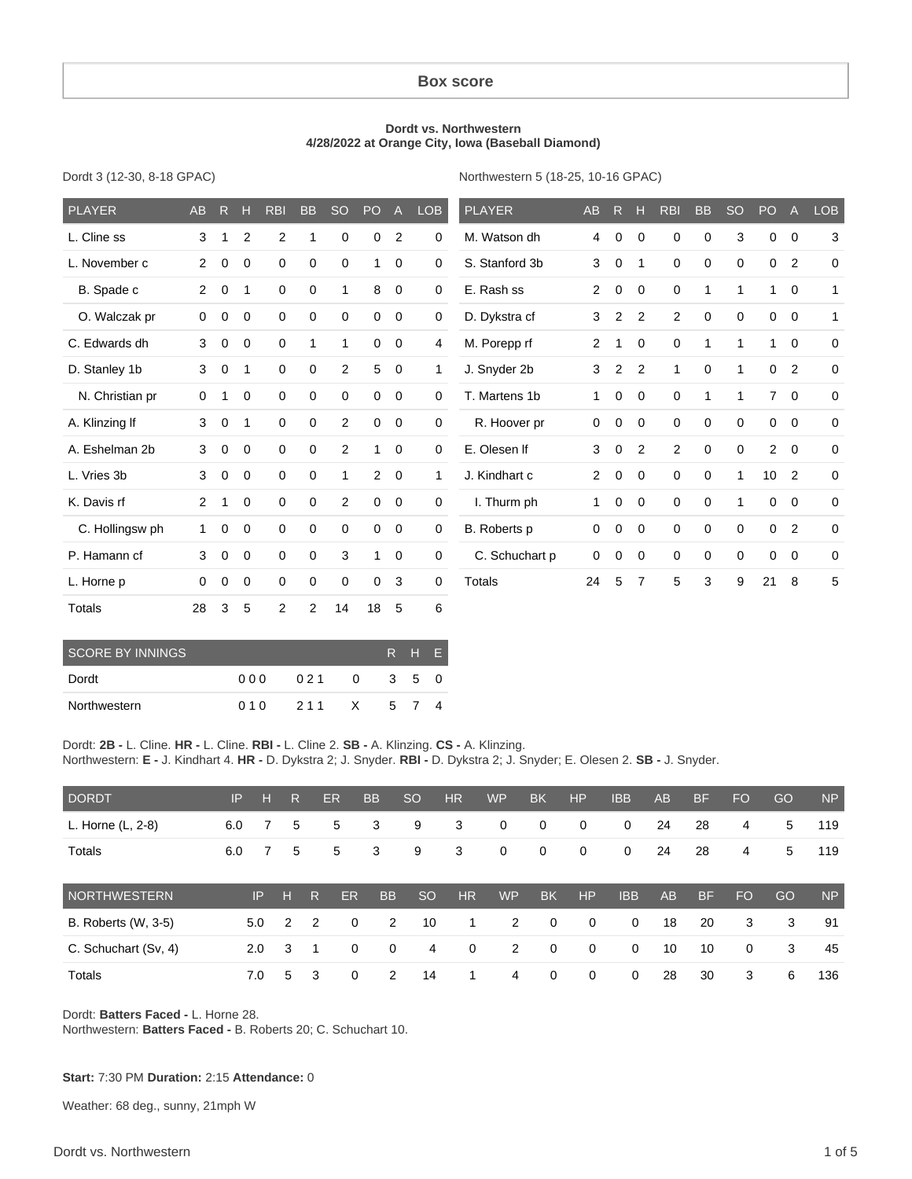# Box score

**Dordt vs. Northwestern**
**4/28/2022 at Orange City, Iowa (Baseball Diamond)**

Dordt 3 (12-30, 8-18 GPAC)

| PLAYER | AB | R | H | RBI | BB | SO | PO | A | LOB |
|---|---|---|---|---|---|---|---|---|---|
| L. Cline ss | 3 | 1 | 2 | 2 | 1 | 0 | 0 | 2 | 0 |
| L. November c | 2 | 0 | 0 | 0 | 0 | 0 | 1 | 0 | 0 |
| B. Spade c | 2 | 0 | 1 | 0 | 0 | 1 | 8 | 0 | 0 |
| O. Walczak pr | 0 | 0 | 0 | 0 | 0 | 0 | 0 | 0 | 0 |
| C. Edwards dh | 3 | 0 | 0 | 0 | 1 | 1 | 0 | 0 | 4 |
| D. Stanley 1b | 3 | 0 | 1 | 0 | 0 | 2 | 5 | 0 | 1 |
| N. Christian pr | 0 | 1 | 0 | 0 | 0 | 0 | 0 | 0 | 0 |
| A. Klinzing lf | 3 | 0 | 1 | 0 | 0 | 2 | 0 | 0 | 0 |
| A. Eshelman 2b | 3 | 0 | 0 | 0 | 0 | 2 | 1 | 0 | 0 |
| L. Vries 3b | 3 | 0 | 0 | 0 | 0 | 1 | 2 | 0 | 1 |
| K. Davis rf | 2 | 1 | 0 | 0 | 0 | 2 | 0 | 0 | 0 |
| C. Hollingsw ph | 1 | 0 | 0 | 0 | 0 | 0 | 0 | 0 | 0 |
| P. Hamann cf | 3 | 0 | 0 | 0 | 0 | 3 | 1 | 0 | 0 |
| L. Horne p | 0 | 0 | 0 | 0 | 0 | 0 | 0 | 3 | 0 |
| Totals | 28 | 3 | 5 | 2 | 2 | 14 | 18 | 5 | 6 |

Northwestern 5 (18-25, 10-16 GPAC)

| PLAYER | AB | R | H | RBI | BB | SO | PO | A | LOB |
|---|---|---|---|---|---|---|---|---|---|
| M. Watson dh | 4 | 0 | 0 | 0 | 0 | 3 | 0 | 0 | 3 |
| S. Stanford 3b | 3 | 0 | 1 | 0 | 0 | 0 | 0 | 2 | 0 |
| E. Rash ss | 2 | 0 | 0 | 0 | 1 | 1 | 1 | 0 | 1 |
| D. Dykstra cf | 3 | 2 | 2 | 2 | 0 | 0 | 0 | 0 | 1 |
| M. Porepp rf | 2 | 1 | 0 | 0 | 1 | 1 | 1 | 0 | 0 |
| J. Snyder 2b | 3 | 2 | 2 | 1 | 0 | 1 | 0 | 2 | 0 |
| T. Martens 1b | 1 | 0 | 0 | 0 | 1 | 1 | 7 | 0 | 0 |
| R. Hoover pr | 0 | 0 | 0 | 0 | 0 | 0 | 0 | 0 | 0 |
| E. Olesen lf | 3 | 0 | 2 | 2 | 0 | 0 | 2 | 0 | 0 |
| J. Kindhart c | 2 | 0 | 0 | 0 | 0 | 1 | 10 | 2 | 0 |
| I. Thurm ph | 1 | 0 | 0 | 0 | 0 | 1 | 0 | 0 | 0 |
| B. Roberts p | 0 | 0 | 0 | 0 | 0 | 0 | 0 | 2 | 0 |
| C. Schuchart p | 0 | 0 | 0 | 0 | 0 | 0 | 0 | 0 | 0 |
| Totals | 24 | 5 | 7 | 5 | 3 | 9 | 21 | 8 | 5 |

| SCORE BY INNINGS | | | | R | H | E |
|---|---|---|---|---|---|---|
| Dordt | 000 | 021 | 0 | 3 | 5 | 0 |
| Northwestern | 010 | 211 | X | 5 | 7 | 4 |

Dordt: **2B -** L. Cline. **HR -** L. Cline. **RBI -** L. Cline 2. **SB -** A. Klinzing. **CS -** A. Klinzing.
Northwestern: **E -** J. Kindhart 4. **HR -** D. Dykstra 2; J. Snyder. **RBI -** D. Dykstra 2; J. Snyder; E. Olesen 2. **SB -** J. Snyder.

| DORDT | IP | H | R | ER | BB | SO | HR | WP | BK | HP | IBB | AB | BF | FO | GO | NP |
|---|---|---|---|---|---|---|---|---|---|---|---|---|---|---|---|---|
| L. Horne (L, 2-8) | 6.0 | 7 | 5 | 5 | 3 | 9 | 3 | 0 | 0 | 0 | 0 | 24 | 28 | 4 | 5 | 119 |
| Totals | 6.0 | 7 | 5 | 5 | 3 | 9 | 3 | 0 | 0 | 0 | 0 | 24 | 28 | 4 | 5 | 119 |

| NORTHWESTERN | IP | H | R | ER | BB | SO | HR | WP | BK | HP | IBB | AB | BF | FO | GO | NP |
|---|---|---|---|---|---|---|---|---|---|---|---|---|---|---|---|---|
| B. Roberts (W, 3-5) | 5.0 | 2 | 2 | 0 | 2 | 10 | 1 | 2 | 0 | 0 | 0 | 18 | 20 | 3 | 3 | 91 |
| C. Schuchart (Sv, 4) | 2.0 | 3 | 1 | 0 | 0 | 4 | 0 | 2 | 0 | 0 | 0 | 10 | 10 | 0 | 3 | 45 |
| Totals | 7.0 | 5 | 3 | 0 | 2 | 14 | 1 | 4 | 0 | 0 | 0 | 28 | 30 | 3 | 6 | 136 |

Dordt: **Batters Faced -** L. Horne 28.
Northwestern: **Batters Faced -** B. Roberts 20; C. Schuchart 10.

**Start:** 7:30 PM **Duration:** 2:15 **Attendance:** 0

Weather: 68 deg., sunny, 21mph W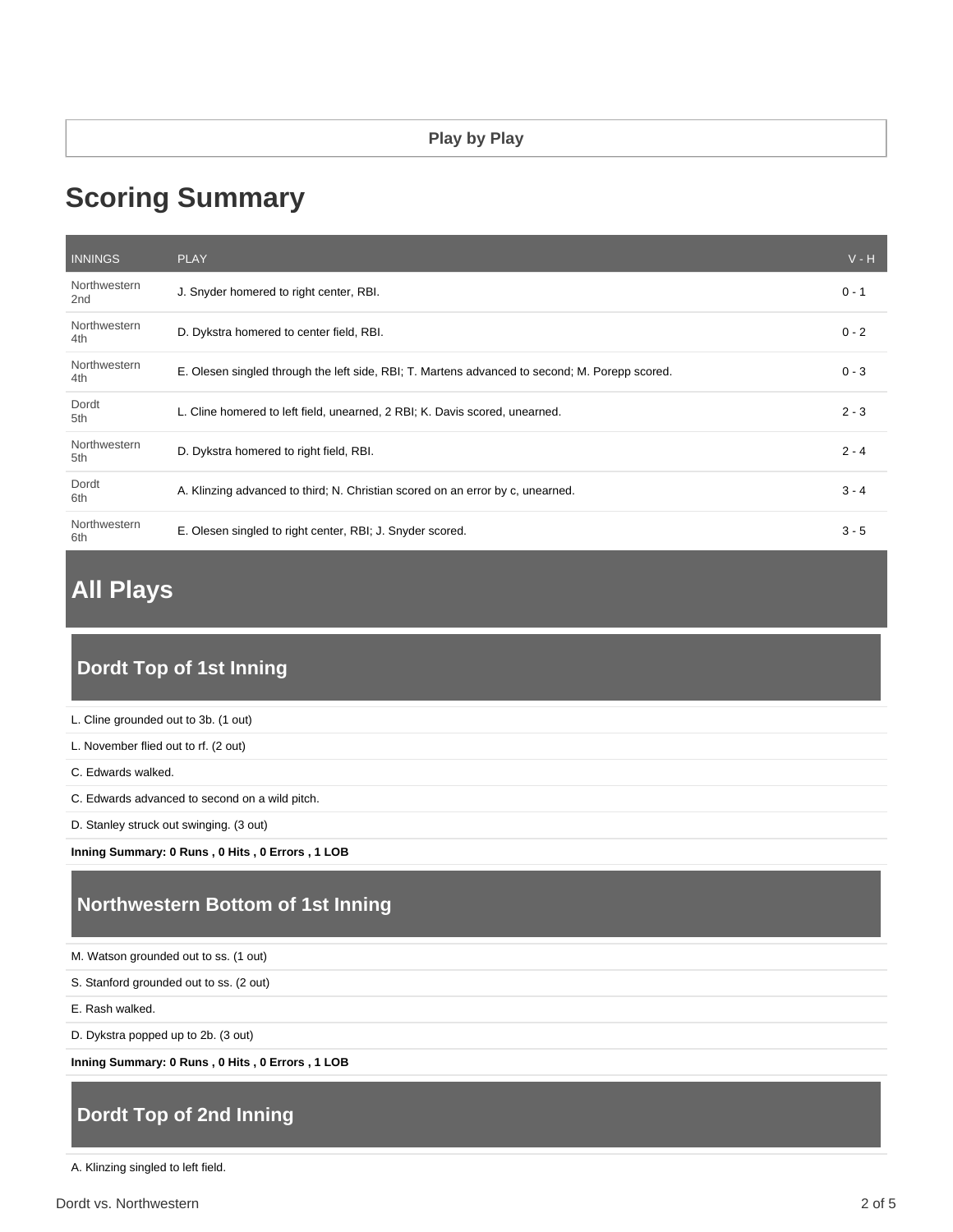**Play by Play**

# Scoring Summary

| INNINGS | PLAY | V - H |
|---|---|---|
| Northwestern 2nd | J. Snyder homered to right center, RBI. | 0 - 1 |
| Northwestern 4th | D. Dykstra homered to center field, RBI. | 0 - 2 |
| Northwestern 4th | E. Olesen singled through the left side, RBI; T. Martens advanced to second; M. Porepp scored. | 0 - 3 |
| Dordt 5th | L. Cline homered to left field, unearned, 2 RBI; K. Davis scored, unearned. | 2 - 3 |
| Northwestern 5th | D. Dykstra homered to right field, RBI. | 2 - 4 |
| Dordt 6th | A. Klinzing advanced to third; N. Christian scored on an error by c, unearned. | 3 - 4 |
| Northwestern 6th | E. Olesen singled to right center, RBI; J. Snyder scored. | 3 - 5 |

# All Plays

## Dordt Top of 1st Inning

L. Cline grounded out to 3b. (1 out)

L. November flied out to rf. (2 out)

C. Edwards walked.

C. Edwards advanced to second on a wild pitch.

D. Stanley struck out swinging. (3 out)

**Inning Summary: 0 Runs , 0 Hits , 0 Errors , 1 LOB**

## Northwestern Bottom of 1st Inning

M. Watson grounded out to ss. (1 out)

S. Stanford grounded out to ss. (2 out)

E. Rash walked.

D. Dykstra popped up to 2b. (3 out)

**Inning Summary: 0 Runs , 0 Hits , 0 Errors , 1 LOB**

## Dordt Top of 2nd Inning

A. Klinzing singled to left field.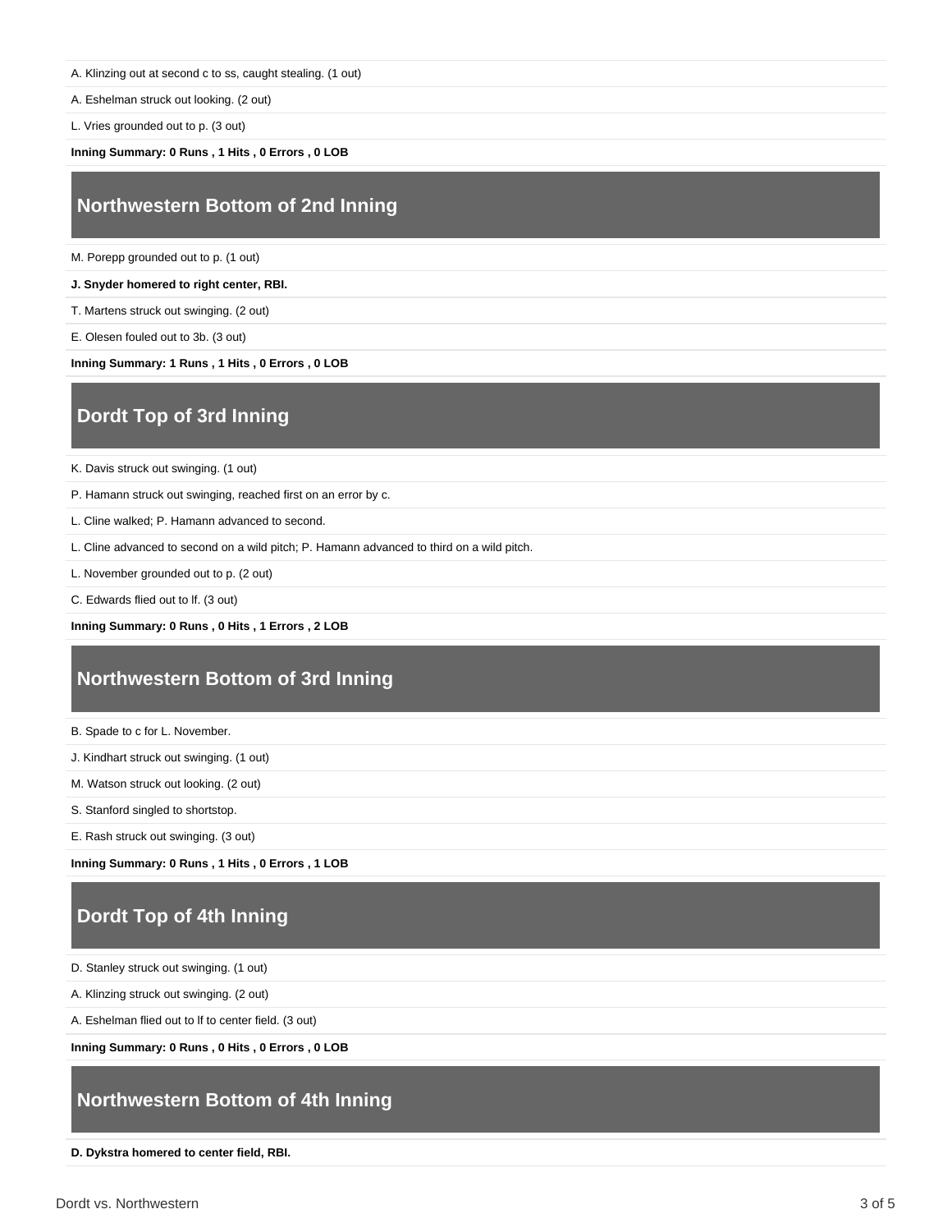A. Klinzing out at second c to ss, caught stealing. (1 out)

A. Eshelman struck out looking. (2 out)

L. Vries grounded out to p. (3 out)

**Inning Summary: 0 Runs , 1 Hits , 0 Errors , 0 LOB**

## Northwestern Bottom of 2nd Inning

M. Porepp grounded out to p. (1 out)

**J. Snyder homered to right center, RBI.**

T. Martens struck out swinging. (2 out)

E. Olesen fouled out to 3b. (3 out)

**Inning Summary: 1 Runs , 1 Hits , 0 Errors , 0 LOB**

## Dordt Top of 3rd Inning

K. Davis struck out swinging. (1 out)

P. Hamann struck out swinging, reached first on an error by c.

L. Cline walked; P. Hamann advanced to second.

L. Cline advanced to second on a wild pitch; P. Hamann advanced to third on a wild pitch.

L. November grounded out to p. (2 out)

C. Edwards flied out to lf. (3 out)

**Inning Summary: 0 Runs , 0 Hits , 1 Errors , 2 LOB**

## Northwestern Bottom of 3rd Inning

B. Spade to c for L. November.

J. Kindhart struck out swinging. (1 out)

M. Watson struck out looking. (2 out)

S. Stanford singled to shortstop.

E. Rash struck out swinging. (3 out)

**Inning Summary: 0 Runs , 1 Hits , 0 Errors , 1 LOB**

## Dordt Top of 4th Inning

D. Stanley struck out swinging. (1 out)

A. Klinzing struck out swinging. (2 out)

A. Eshelman flied out to lf to center field. (3 out)

**Inning Summary: 0 Runs , 0 Hits , 0 Errors , 0 LOB**

## Northwestern Bottom of 4th Inning

**D. Dykstra homered to center field, RBI.**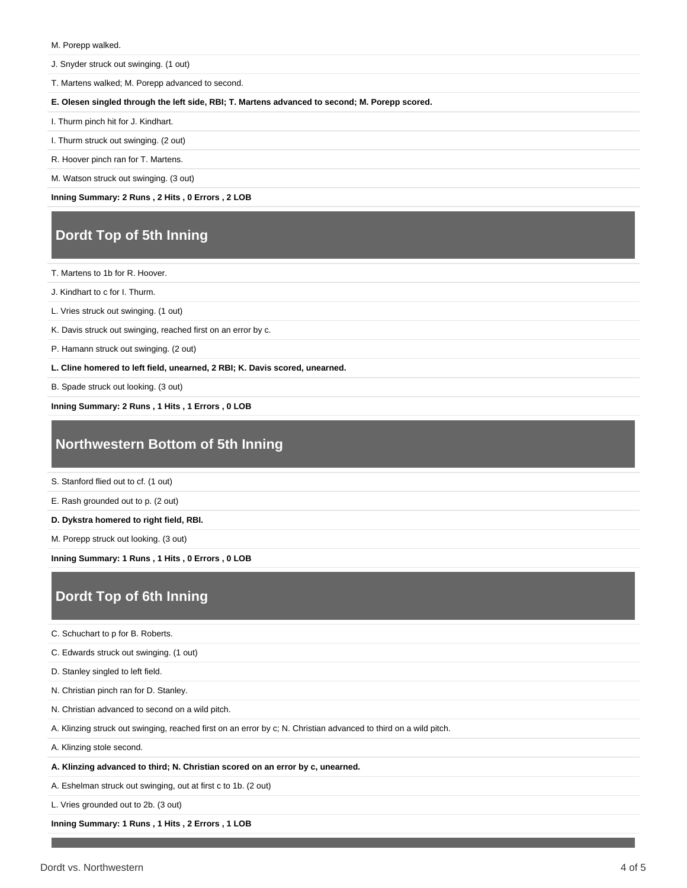M. Porepp walked.

J. Snyder struck out swinging. (1 out)

T. Martens walked; M. Porepp advanced to second.

**E. Olesen singled through the left side, RBI; T. Martens advanced to second; M. Porepp scored.**

I. Thurm pinch hit for J. Kindhart.

I. Thurm struck out swinging. (2 out)

R. Hoover pinch ran for T. Martens.

M. Watson struck out swinging. (3 out)

**Inning Summary: 2 Runs , 2 Hits , 0 Errors , 2 LOB**

## Dordt Top of 5th Inning

T. Martens to 1b for R. Hoover.

J. Kindhart to c for I. Thurm.

L. Vries struck out swinging. (1 out)

K. Davis struck out swinging, reached first on an error by c.

P. Hamann struck out swinging. (2 out)

**L. Cline homered to left field, unearned, 2 RBI; K. Davis scored, unearned.**

B. Spade struck out looking. (3 out)

**Inning Summary: 2 Runs , 1 Hits , 1 Errors , 0 LOB**

## Northwestern Bottom of 5th Inning

S. Stanford flied out to cf. (1 out)

E. Rash grounded out to p. (2 out)

**D. Dykstra homered to right field, RBI.**

M. Porepp struck out looking. (3 out)

**Inning Summary: 1 Runs , 1 Hits , 0 Errors , 0 LOB**

## Dordt Top of 6th Inning

C. Schuchart to p for B. Roberts.

C. Edwards struck out swinging. (1 out)

D. Stanley singled to left field.

N. Christian pinch ran for D. Stanley.

N. Christian advanced to second on a wild pitch.

A. Klinzing struck out swinging, reached first on an error by c; N. Christian advanced to third on a wild pitch.

A. Klinzing stole second.

**A. Klinzing advanced to third; N. Christian scored on an error by c, unearned.**

A. Eshelman struck out swinging, out at first c to 1b. (2 out)

L. Vries grounded out to 2b. (3 out)

**Inning Summary: 1 Runs , 1 Hits , 2 Errors , 1 LOB**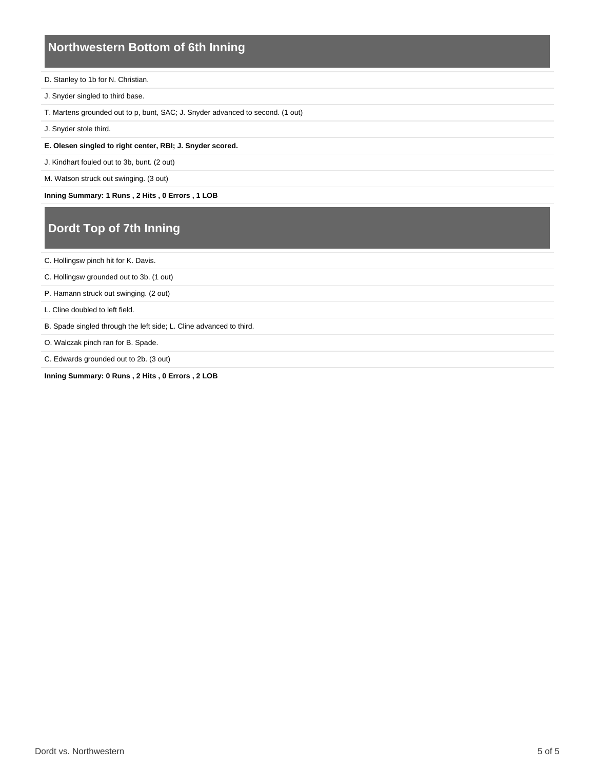## Northwestern Bottom of 6th Inning

D. Stanley to 1b for N. Christian.

J. Snyder singled to third base.

T. Martens grounded out to p, bunt, SAC; J. Snyder advanced to second. (1 out)

J. Snyder stole third.

**E. Olesen singled to right center, RBI; J. Snyder scored.**

J. Kindhart fouled out to 3b, bunt. (2 out)

M. Watson struck out swinging. (3 out)

**Inning Summary: 1 Runs , 2 Hits , 0 Errors , 1 LOB**

## Dordt Top of 7th Inning

C. Hollingsw pinch hit for K. Davis.

C. Hollingsw grounded out to 3b. (1 out)

P. Hamann struck out swinging. (2 out)

L. Cline doubled to left field.

B. Spade singled through the left side; L. Cline advanced to third.

O. Walczak pinch ran for B. Spade.

C. Edwards grounded out to 2b. (3 out)

**Inning Summary: 0 Runs , 2 Hits , 0 Errors , 2 LOB**